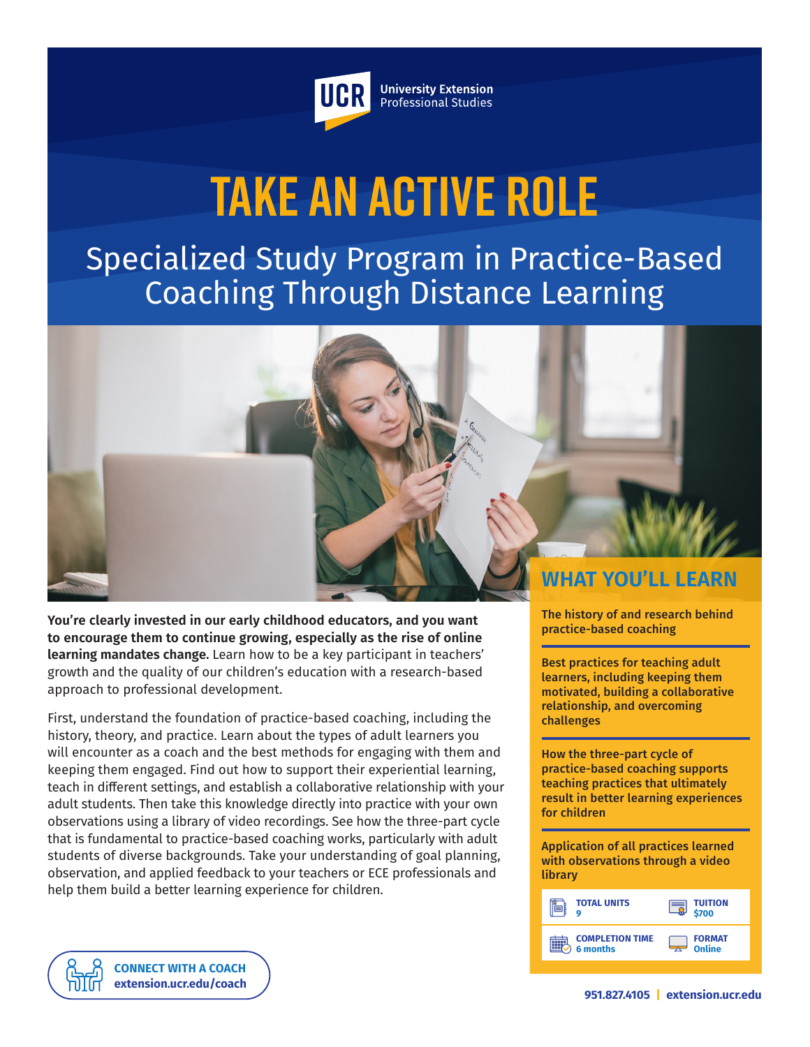UCR University Extension Professional Studies

# TAKE AN ACTIVE ROLE

## Specialized Study Program in Practice-Based Coaching Through Distance Learning

**You're clearly invested in our early childhood educators, and you want to encourage them to continue growing, especially as the rise of online learning mandates change.** Learn how to be a key participant in teachers' growth and the quality of our children's education with a research-based approach to professional development.

First, understand the foundation of practice-based coaching, including the history, theory, and practice. Learn about the types of adult learners you will encounter as a coach and the best methods for engaging with them and keeping them engaged. Find out how to support their experiential learning, teach in different settings, and establish a collaborative relationship with your adult students. Then take this knowledge directly into practice with your own observations using a library of video recordings. See how the three-part cycle that is fundamental to practice-based coaching works, particularly with adult students of diverse backgrounds. Take your understanding of goal planning, observation, and applied feedback to your teachers or ECE professionals and help them build a better learning experience for children.

## WHAT YOU'LL LEARN

**The history of and research behind practice-based coaching**

**Best practices for teaching adult learners, including keeping them motivated, building a collaborative relationship, and overcoming challenges**

**How the three-part cycle of practice-based coaching supports teaching practices that ultimately result in better learning experiences for children**

**Application of all practices learned with observations through a video library**

| | |
|---|---|
| **TOTAL UNITS** 9 | **TUITION** $700 |
| **COMPLETION TIME** 6 months | **FORMAT** Online |

**CONNECT WITH A COACH**
**extension.ucr.edu/coach**

**951.827.4105 | extension.ucr.edu**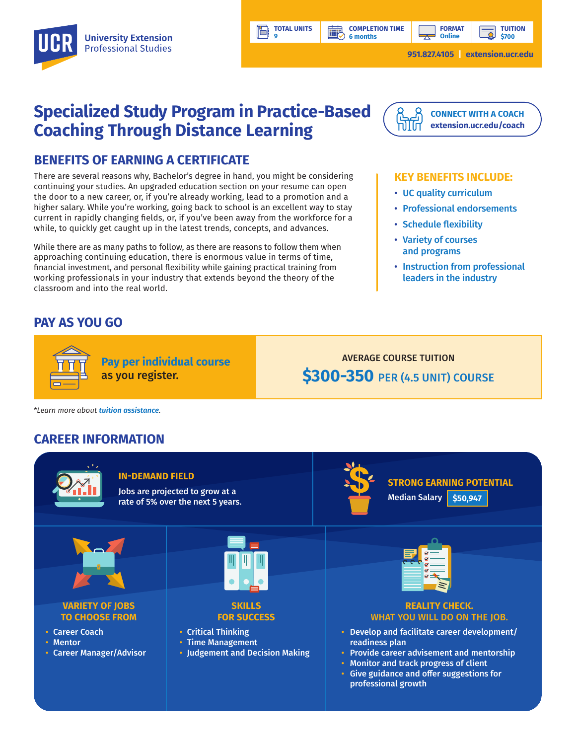**UCR** University Extension Professional Studies

| TOTAL UNITS | COMPLETION TIME | FORMAT | TUITION |
|---|---|---|---|
| 9 | 6 months | Online | $700 |

951.827.4105 | extension.ucr.edu

# Specialized Study Program in Practice-Based Coaching Through Distance Learning

**CONNECT WITH A COACH**
extension.ucr.edu/coach

## BENEFITS OF EARNING A CERTIFICATE

There are several reasons why, Bachelor's degree in hand, you might be considering continuing your studies. An upgraded education section on your resume can open the door to a new career, or, if you're already working, lead to a promotion and a higher salary. While you're working, going back to school is an excellent way to stay current in rapidly changing fields, or, if you've been away from the workforce for a while, to quickly get caught up in the latest trends, concepts, and advances.

While there are as many paths to follow, as there are reasons to follow them when approaching continuing education, there is enormous value in terms of time, financial investment, and personal flexibility while gaining practical training from working professionals in your industry that extends beyond the theory of the classroom and into the real world.

### KEY BENEFITS INCLUDE:

- UC quality curriculum
- Professional endorsements
- Schedule flexibility
- Variety of courses and programs
- Instruction from professional leaders in the industry

## PAY AS YOU GO

**Pay per individual course** as you register.

AVERAGE COURSE TUITION

**$300-350** PER (4.5 UNIT) COURSE

*Learn more about tuition assistance.*

## CAREER INFORMATION

### IN-DEMAND FIELD

Jobs are projected to grow at a rate of 5% over the next 5 years.

### STRONG EARNING POTENTIAL

Median Salary **$50,947**

### VARIETY OF JOBS TO CHOOSE FROM

- Career Coach
- Mentor
- Career Manager/Advisor

### SKILLS FOR SUCCESS

- Critical Thinking
- Time Management
- Judgement and Decision Making

### REALITY CHECK. WHAT YOU WILL DO ON THE JOB.

- Develop and facilitate career development/ readiness plan
- Provide career advisement and mentorship
- Monitor and track progress of client
- Give guidance and offer suggestions for professional growth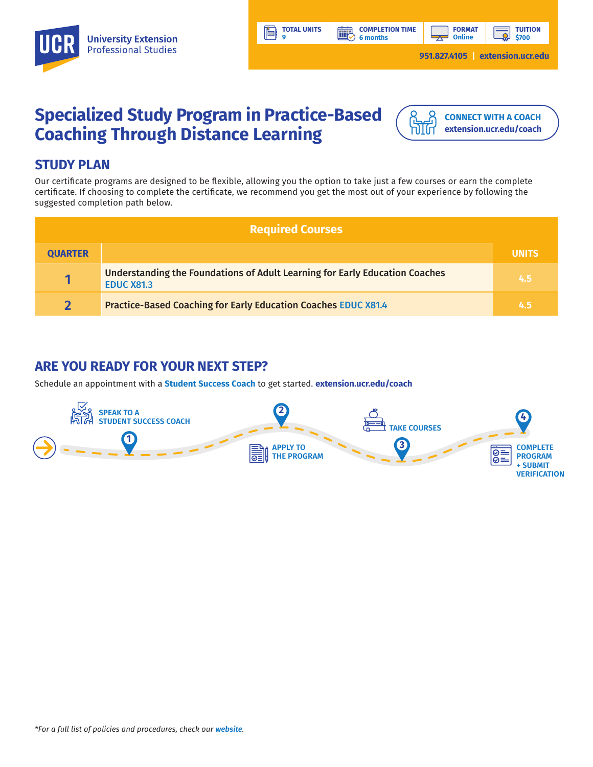UCR University Extension Professional Studies

| TOTAL UNITS | COMPLETION TIME | FORMAT | TUITION |
|---|---|---|---|
| 9 | 6 months | Online | $700 |

951.827.4105 | extension.ucr.edu

# Specialized Study Program in Practice-Based Coaching Through Distance Learning

**CONNECT WITH A COACH**
extension.ucr.edu/coach

## STUDY PLAN

Our certificate programs are designed to be flexible, allowing you the option to take just a few courses or earn the complete certificate. If choosing to complete the certificate, we recommend you get the most out of your experience by following the suggested completion path below.

**Required Courses**

| QUARTER | | UNITS |
|---|---|---|
| 1 | Understanding the Foundations of Adult Learning for Early Education Coaches EDUC X81.3 | 4.5 |
| 2 | Practice-Based Coaching for Early Education Coaches EDUC X81.4 | 4.5 |

## ARE YOU READY FOR YOUR NEXT STEP?

Schedule an appointment with a **Student Success Coach** to get started. **extension.ucr.edu/coach**

1. SPEAK TO A STUDENT SUCCESS COACH
2. APPLY TO THE PROGRAM
3. TAKE COURSES
4. COMPLETE PROGRAM + SUBMIT VERIFICATION

*For a full list of policies and procedures, check our **website**.*